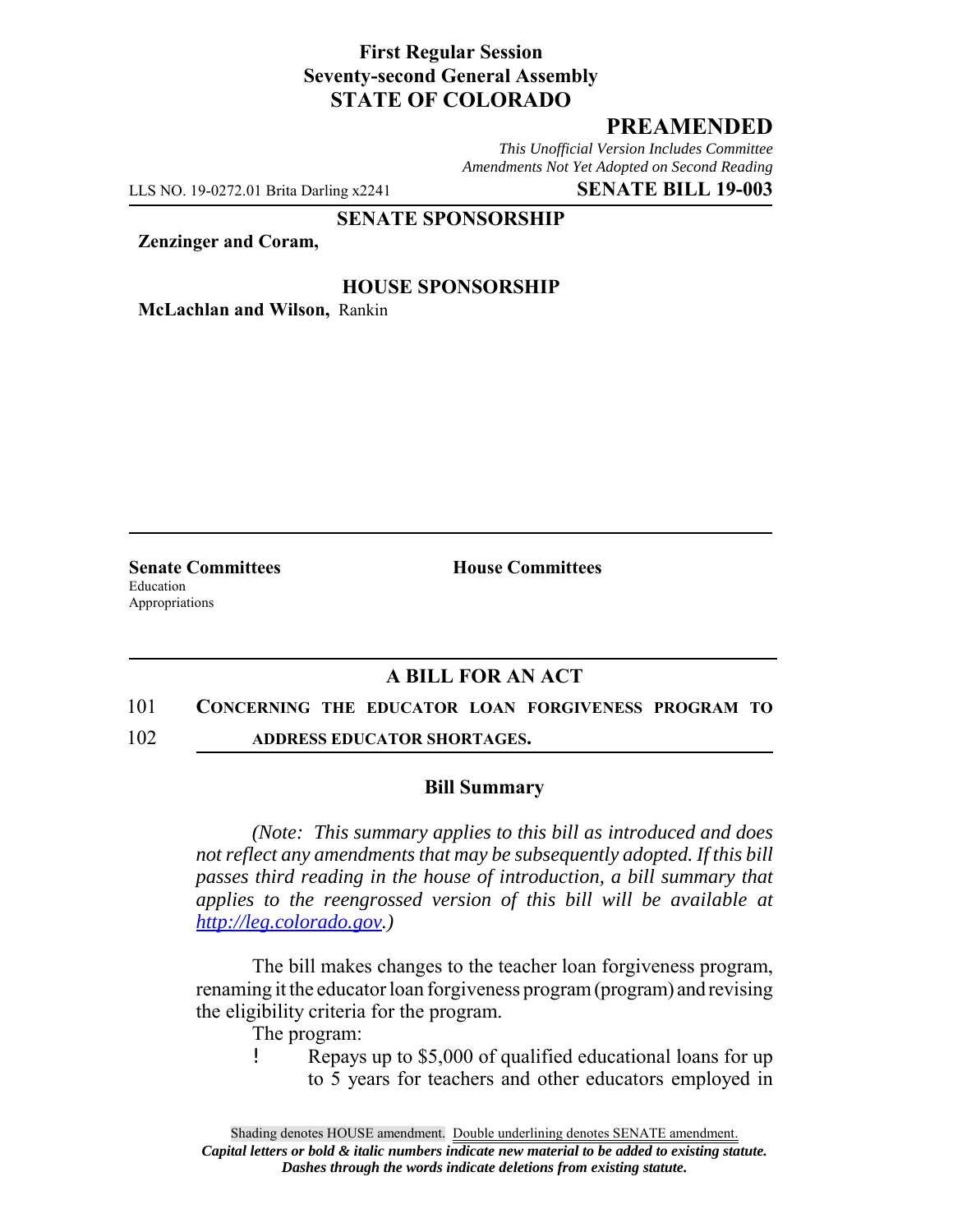**First Regular Session**
**Seventy-second General Assembly**
**STATE OF COLORADO**

**PREAMENDED**

*This Unofficial Version Includes Committee Amendments Not Yet Adopted on Second Reading*

LLS NO. 19-0272.01 Brita Darling x2241 **SENATE BILL 19-003**

**SENATE SPONSORSHIP**

**Zenzinger and Coram,**

**HOUSE SPONSORSHIP**

**McLachlan and Wilson,** Rankin

**Senate Committees**
Education
Appropriations

**House Committees**

## A BILL FOR AN ACT

101 **CONCERNING THE EDUCATOR LOAN FORGIVENESS PROGRAM TO**
102 **ADDRESS EDUCATOR SHORTAGES.**

### Bill Summary

*(Note: This summary applies to this bill as introduced and does not reflect any amendments that may be subsequently adopted. If this bill passes third reading in the house of introduction, a bill summary that applies to the reengrossed version of this bill will be available at http://leg.colorado.gov.)*

The bill makes changes to the teacher loan forgiveness program, renaming it the educator loan forgiveness program (program) and revising the eligibility criteria for the program.

The program:

- Repays up to $5,000 of qualified educational loans for up to 5 years for teachers and other educators employed in

Shading denotes HOUSE amendment. Double underlining denotes SENATE amendment.
*Capital letters or bold & italic numbers indicate new material to be added to existing statute.*
*Dashes through the words indicate deletions from existing statute.*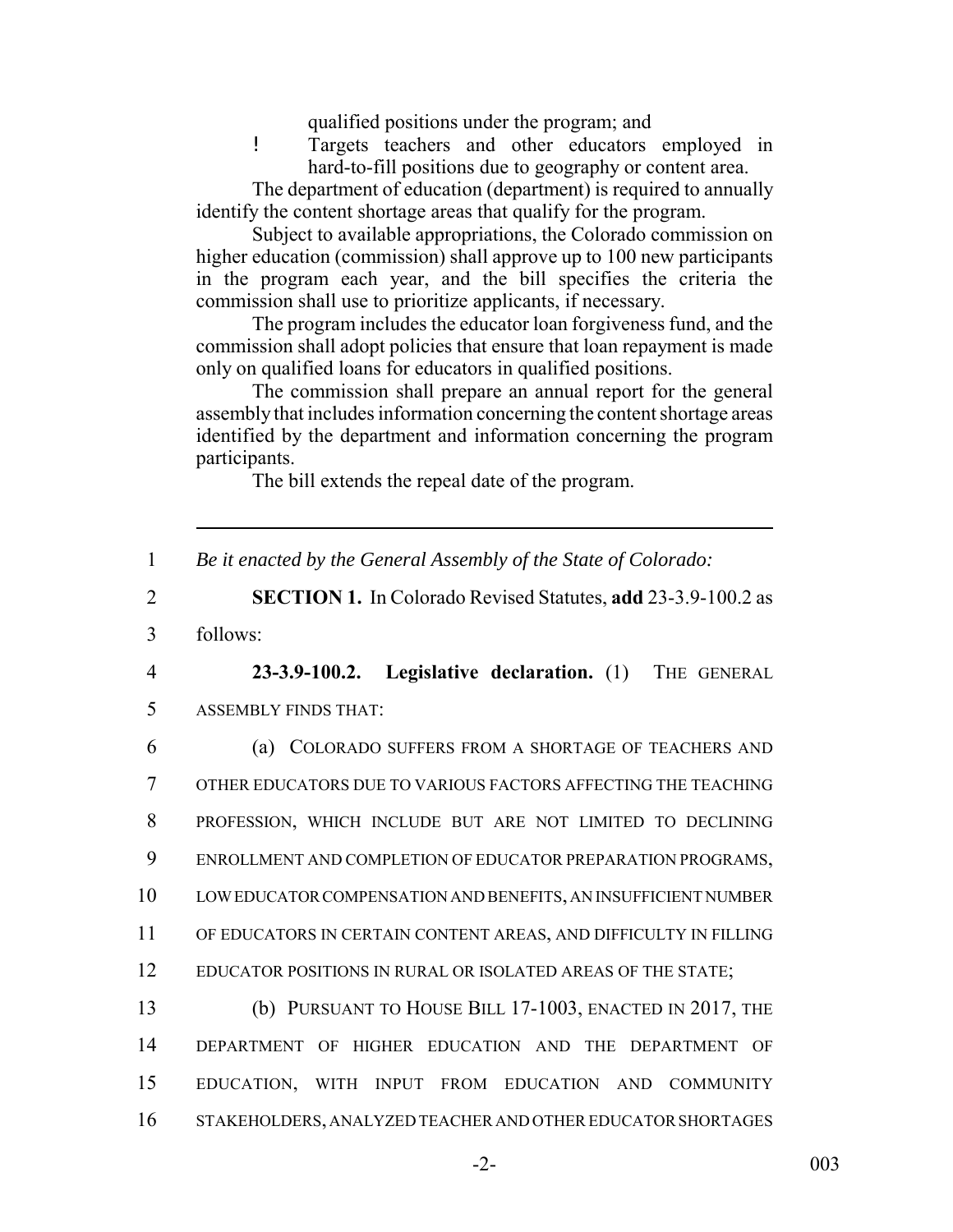qualified positions under the program; and

- Targets teachers and other educators employed in hard-to-fill positions due to geography or content area.

The department of education (department) is required to annually identify the content shortage areas that qualify for the program.

Subject to available appropriations, the Colorado commission on higher education (commission) shall approve up to 100 new participants in the program each year, and the bill specifies the criteria the commission shall use to prioritize applicants, if necessary.

The program includes the educator loan forgiveness fund, and the commission shall adopt policies that ensure that loan repayment is made only on qualified loans for educators in qualified positions.

The commission shall prepare an annual report for the general assembly that includes information concerning the content shortage areas identified by the department and information concerning the program participants.

The bill extends the repeal date of the program.

---

1 *Be it enacted by the General Assembly of the State of Colorado:*

2 **SECTION 1.** In Colorado Revised Statutes, **add** 23-3.9-100.2 as
3 follows:

4 **23-3.9-100.2. Legislative declaration.** (1) THE GENERAL
5 ASSEMBLY FINDS THAT:

6 (a) COLORADO SUFFERS FROM A SHORTAGE OF TEACHERS AND
7 OTHER EDUCATORS DUE TO VARIOUS FACTORS AFFECTING THE TEACHING
8 PROFESSION, WHICH INCLUDE BUT ARE NOT LIMITED TO DECLINING
9 ENROLLMENT AND COMPLETION OF EDUCATOR PREPARATION PROGRAMS,
10 LOW EDUCATOR COMPENSATION AND BENEFITS, AN INSUFFICIENT NUMBER
11 OF EDUCATORS IN CERTAIN CONTENT AREAS, AND DIFFICULTY IN FILLING
12 EDUCATOR POSITIONS IN RURAL OR ISOLATED AREAS OF THE STATE;

13 (b) PURSUANT TO HOUSE BILL 17-1003, ENACTED IN 2017, THE
14 DEPARTMENT OF HIGHER EDUCATION AND THE DEPARTMENT OF
15 EDUCATION, WITH INPUT FROM EDUCATION AND COMMUNITY
16 STAKEHOLDERS, ANALYZED TEACHER AND OTHER EDUCATOR SHORTAGES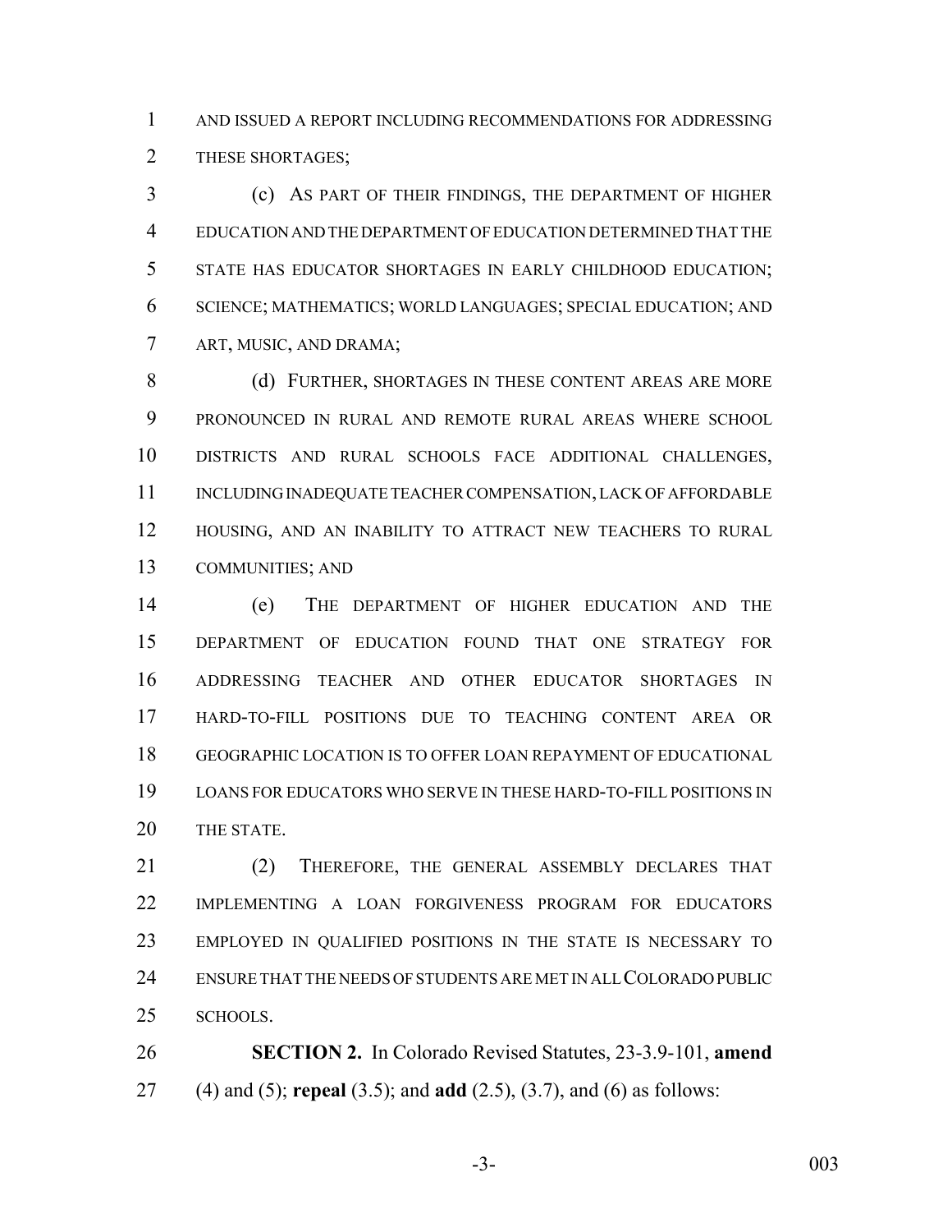AND ISSUED A REPORT INCLUDING RECOMMENDATIONS FOR ADDRESSING THESE SHORTAGES;

(c) AS PART OF THEIR FINDINGS, THE DEPARTMENT OF HIGHER EDUCATION AND THE DEPARTMENT OF EDUCATION DETERMINED THAT THE STATE HAS EDUCATOR SHORTAGES IN EARLY CHILDHOOD EDUCATION; SCIENCE; MATHEMATICS; WORLD LANGUAGES; SPECIAL EDUCATION; AND ART, MUSIC, AND DRAMA;

(d) FURTHER, SHORTAGES IN THESE CONTENT AREAS ARE MORE PRONOUNCED IN RURAL AND REMOTE RURAL AREAS WHERE SCHOOL DISTRICTS AND RURAL SCHOOLS FACE ADDITIONAL CHALLENGES, INCLUDING INADEQUATE TEACHER COMPENSATION, LACK OF AFFORDABLE HOUSING, AND AN INABILITY TO ATTRACT NEW TEACHERS TO RURAL COMMUNITIES; AND

(e) THE DEPARTMENT OF HIGHER EDUCATION AND THE DEPARTMENT OF EDUCATION FOUND THAT ONE STRATEGY FOR ADDRESSING TEACHER AND OTHER EDUCATOR SHORTAGES IN HARD-TO-FILL POSITIONS DUE TO TEACHING CONTENT AREA OR GEOGRAPHIC LOCATION IS TO OFFER LOAN REPAYMENT OF EDUCATIONAL LOANS FOR EDUCATORS WHO SERVE IN THESE HARD-TO-FILL POSITIONS IN THE STATE.

(2) THEREFORE, THE GENERAL ASSEMBLY DECLARES THAT IMPLEMENTING A LOAN FORGIVENESS PROGRAM FOR EDUCATORS EMPLOYED IN QUALIFIED POSITIONS IN THE STATE IS NECESSARY TO ENSURE THAT THE NEEDS OF STUDENTS ARE MET IN ALL COLORADO PUBLIC SCHOOLS.

**SECTION 2.** In Colorado Revised Statutes, 23-3.9-101, **amend** (4) and (5); **repeal** (3.5); and **add** (2.5), (3.7), and (6) as follows: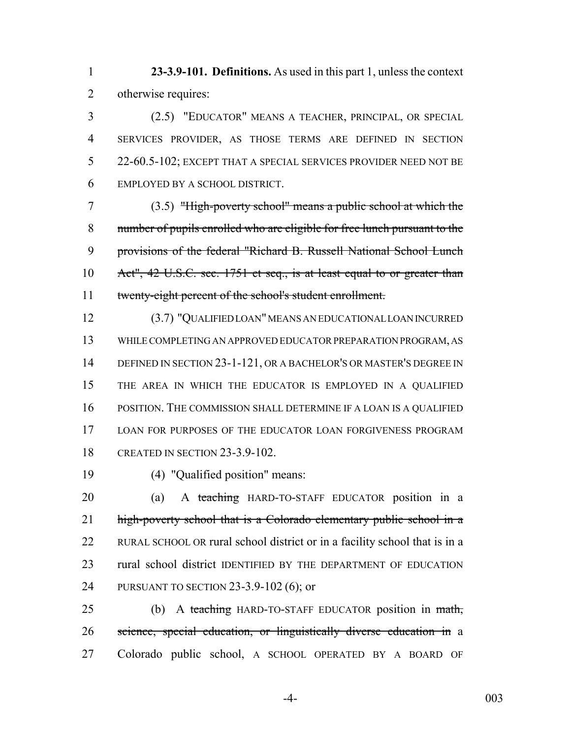**23-3.9-101. Definitions.** As used in this part 1, unless the context otherwise requires:

(2.5) "EDUCATOR" MEANS A TEACHER, PRINCIPAL, OR SPECIAL SERVICES PROVIDER, AS THOSE TERMS ARE DEFINED IN SECTION 22-60.5-102; EXCEPT THAT A SPECIAL SERVICES PROVIDER NEED NOT BE EMPLOYED BY A SCHOOL DISTRICT.

(3.5) ~~"High-poverty school" means a public school at which the number of pupils enrolled who are eligible for free lunch pursuant to the provisions of the federal "Richard B. Russell National School Lunch Act", 42 U.S.C. sec. 1751 et seq., is at least equal to or greater than twenty-eight percent of the school's student enrollment.~~

(3.7) "QUALIFIED LOAN" MEANS AN EDUCATIONAL LOAN INCURRED WHILE COMPLETING AN APPROVED EDUCATOR PREPARATION PROGRAM, AS DEFINED IN SECTION 23-1-121, OR A BACHELOR'S OR MASTER'S DEGREE IN THE AREA IN WHICH THE EDUCATOR IS EMPLOYED IN A QUALIFIED POSITION. THE COMMISSION SHALL DETERMINE IF A LOAN IS A QUALIFIED LOAN FOR PURPOSES OF THE EDUCATOR LOAN FORGIVENESS PROGRAM CREATED IN SECTION 23-3.9-102.

(4) "Qualified position" means:

(a) A ~~teaching~~ HARD-TO-STAFF EDUCATOR position in a ~~high-poverty school that is a Colorado elementary public school in a~~ RURAL SCHOOL OR rural school district or in a facility school that is in a rural school district IDENTIFIED BY THE DEPARTMENT OF EDUCATION PURSUANT TO SECTION 23-3.9-102 (6); or

(b) A ~~teaching~~ HARD-TO-STAFF EDUCATOR position in ~~math, science, special education, or linguistically diverse education in~~ a Colorado public school, A SCHOOL OPERATED BY A BOARD OF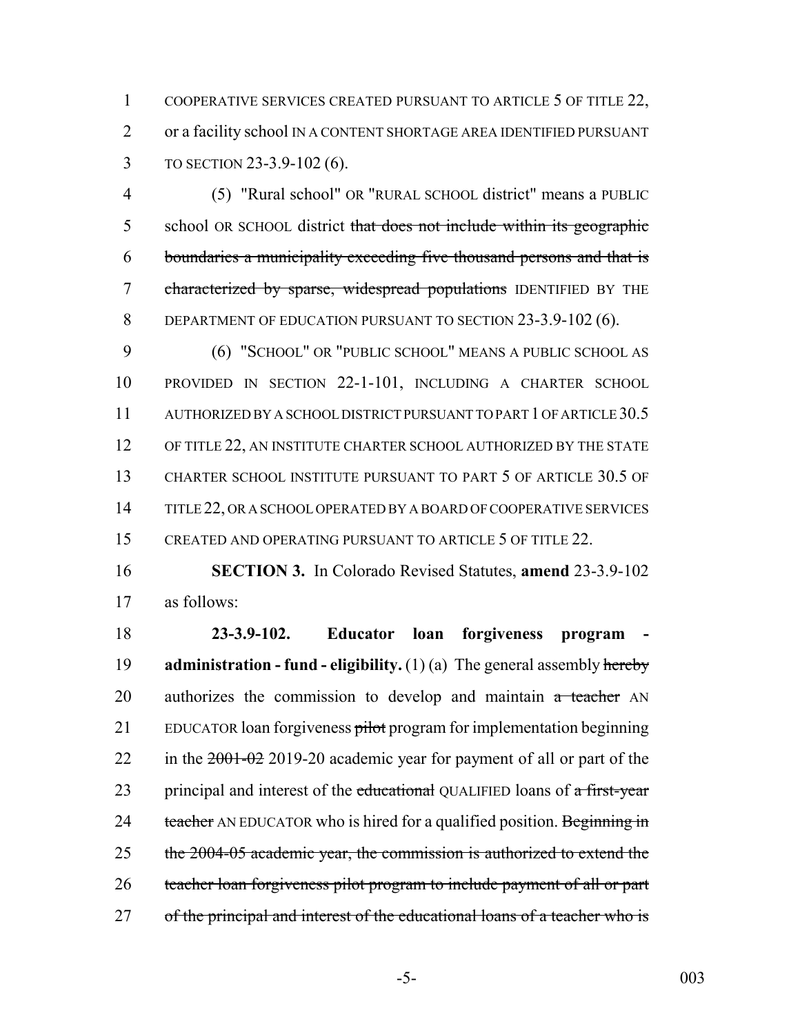COOPERATIVE SERVICES CREATED PURSUANT TO ARTICLE 5 OF TITLE 22, or a facility school IN A CONTENT SHORTAGE AREA IDENTIFIED PURSUANT TO SECTION 23-3.9-102 (6).

(5) "Rural school" OR "RURAL SCHOOL district" means a PUBLIC school OR SCHOOL district ~~that does not include within its geographic boundaries a municipality exceeding five thousand persons and that is characterized by sparse, widespread populations~~ IDENTIFIED BY THE DEPARTMENT OF EDUCATION PURSUANT TO SECTION 23-3.9-102 (6).

(6) "SCHOOL" OR "PUBLIC SCHOOL" MEANS A PUBLIC SCHOOL AS PROVIDED IN SECTION 22-1-101, INCLUDING A CHARTER SCHOOL AUTHORIZED BY A SCHOOL DISTRICT PURSUANT TO PART 1 OF ARTICLE 30.5 OF TITLE 22, AN INSTITUTE CHARTER SCHOOL AUTHORIZED BY THE STATE CHARTER SCHOOL INSTITUTE PURSUANT TO PART 5 OF ARTICLE 30.5 OF TITLE 22, OR A SCHOOL OPERATED BY A BOARD OF COOPERATIVE SERVICES CREATED AND OPERATING PURSUANT TO ARTICLE 5 OF TITLE 22.

**SECTION 3.** In Colorado Revised Statutes, **amend** 23-3.9-102 as follows:

**23-3.9-102. Educator loan forgiveness program - administration - fund - eligibility.** (1) (a) The general assembly ~~hereby~~ authorizes the commission to develop and maintain ~~a teacher~~ AN EDUCATOR loan forgiveness ~~pilot~~ program for implementation beginning in the ~~2001-02~~ 2019-20 academic year for payment of all or part of the principal and interest of the ~~educational~~ QUALIFIED loans of ~~a first-year teacher~~ AN EDUCATOR who is hired for a qualified position. ~~Beginning in the 2004-05 academic year, the commission is authorized to extend the teacher loan forgiveness pilot program to include payment of all or part of the principal and interest of the educational loans of a teacher who is~~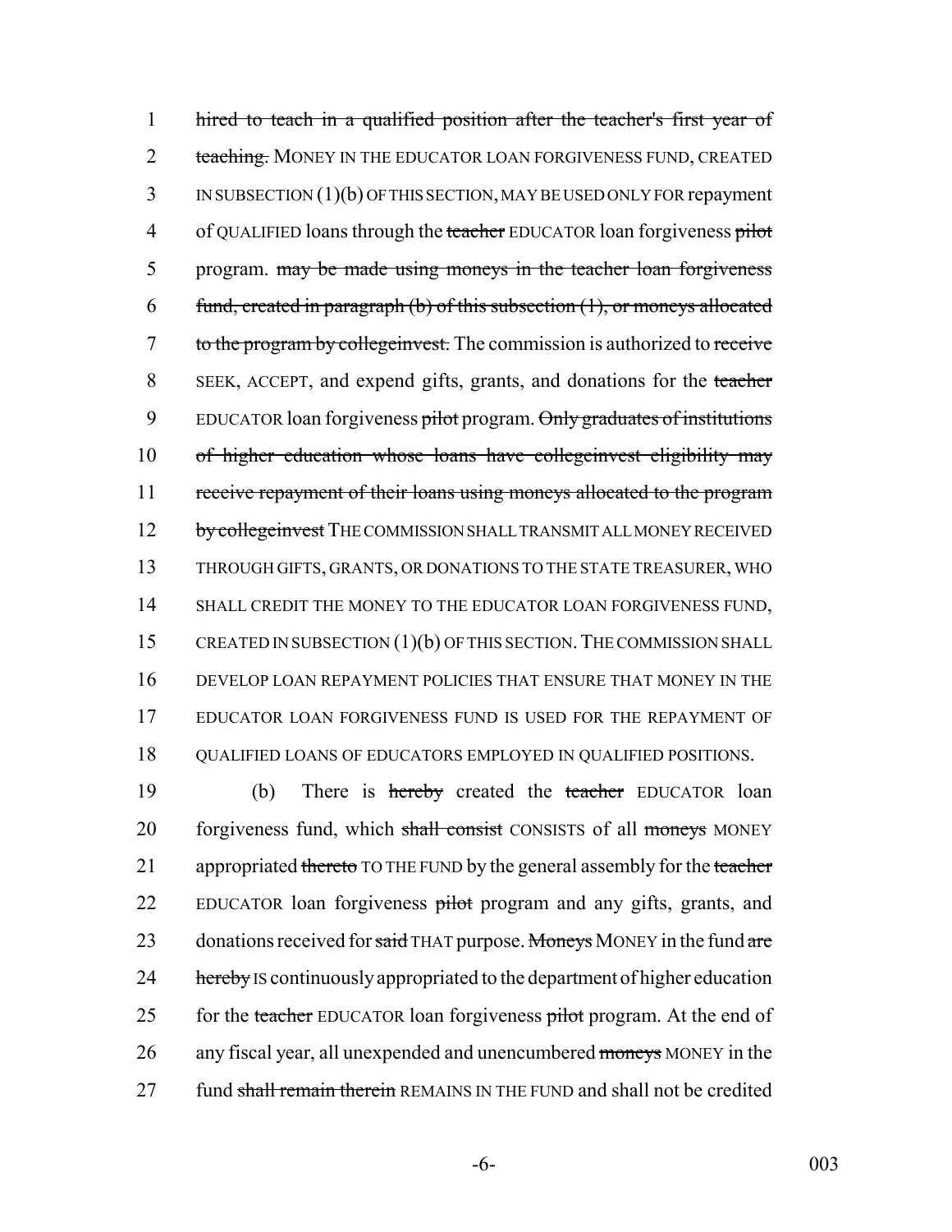hired to teach in a qualified position after the teacher's first year of teaching. MONEY IN THE EDUCATOR LOAN FORGIVENESS FUND, CREATED IN SUBSECTION (1)(b) OF THIS SECTION, MAY BE USED ONLY FOR repayment of QUALIFIED loans through the teacher EDUCATOR loan forgiveness pilot program. may be made using moneys in the teacher loan forgiveness fund, created in paragraph (b) of this subsection (1), or moneys allocated to the program by collegeinvest. The commission is authorized to receive SEEK, ACCEPT, and expend gifts, grants, and donations for the teacher EDUCATOR loan forgiveness pilot program. Only graduates of institutions of higher education whose loans have collegeinvest eligibility may receive repayment of their loans using moneys allocated to the program by collegeinvest THE COMMISSION SHALL TRANSMIT ALL MONEY RECEIVED THROUGH GIFTS, GRANTS, OR DONATIONS TO THE STATE TREASURER, WHO SHALL CREDIT THE MONEY TO THE EDUCATOR LOAN FORGIVENESS FUND, CREATED IN SUBSECTION (1)(b) OF THIS SECTION. THE COMMISSION SHALL DEVELOP LOAN REPAYMENT POLICIES THAT ENSURE THAT MONEY IN THE EDUCATOR LOAN FORGIVENESS FUND IS USED FOR THE REPAYMENT OF QUALIFIED LOANS OF EDUCATORS EMPLOYED IN QUALIFIED POSITIONS.

(b) There is hereby created the teacher EDUCATOR loan forgiveness fund, which shall consist CONSISTS of all moneys MONEY appropriated thereto TO THE FUND by the general assembly for the teacher EDUCATOR loan forgiveness pilot program and any gifts, grants, and donations received for said THAT purpose. Moneys MONEY in the fund are hereby IS continuously appropriated to the department of higher education for the teacher EDUCATOR loan forgiveness pilot program. At the end of any fiscal year, all unexpended and unencumbered moneys MONEY in the fund shall remain therein REMAINS IN THE FUND and shall not be credited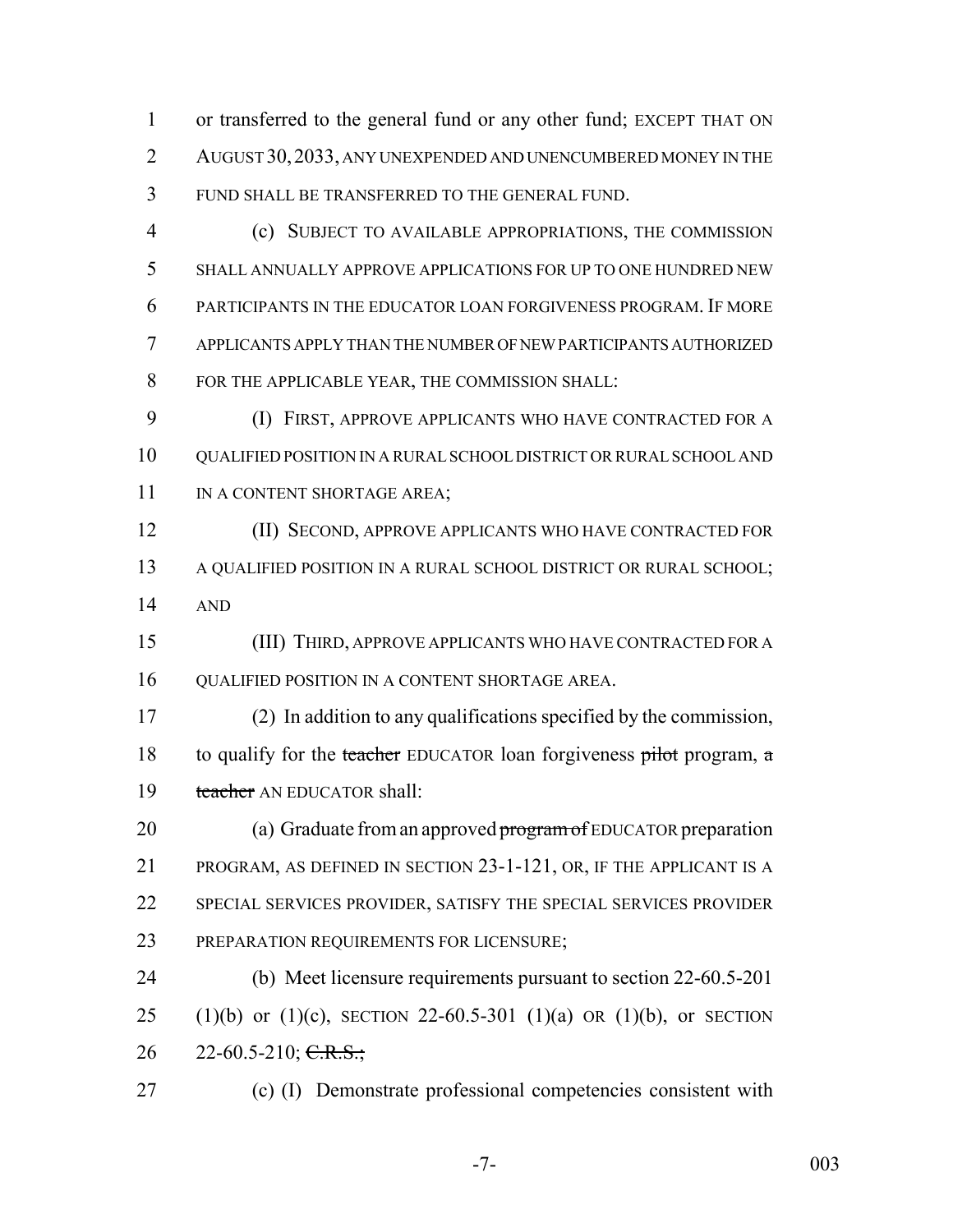or transferred to the general fund or any other fund; EXCEPT THAT ON AUGUST 30, 2033, ANY UNEXPENDED AND UNENCUMBERED MONEY IN THE FUND SHALL BE TRANSFERRED TO THE GENERAL FUND.

(c) SUBJECT TO AVAILABLE APPROPRIATIONS, THE COMMISSION SHALL ANNUALLY APPROVE APPLICATIONS FOR UP TO ONE HUNDRED NEW PARTICIPANTS IN THE EDUCATOR LOAN FORGIVENESS PROGRAM. IF MORE APPLICANTS APPLY THAN THE NUMBER OF NEW PARTICIPANTS AUTHORIZED FOR THE APPLICABLE YEAR, THE COMMISSION SHALL:

(I) FIRST, APPROVE APPLICANTS WHO HAVE CONTRACTED FOR A QUALIFIED POSITION IN A RURAL SCHOOL DISTRICT OR RURAL SCHOOL AND IN A CONTENT SHORTAGE AREA;

(II) SECOND, APPROVE APPLICANTS WHO HAVE CONTRACTED FOR A QUALIFIED POSITION IN A RURAL SCHOOL DISTRICT OR RURAL SCHOOL; AND

(III) THIRD, APPROVE APPLICANTS WHO HAVE CONTRACTED FOR A QUALIFIED POSITION IN A CONTENT SHORTAGE AREA.

(2) In addition to any qualifications specified by the commission, to qualify for the ~~teacher~~ EDUCATOR loan forgiveness ~~pilot~~ program, ~~a teacher~~ AN EDUCATOR shall:

(a) Graduate from an approved ~~program of~~ EDUCATOR preparation PROGRAM, AS DEFINED IN SECTION 23-1-121, OR, IF THE APPLICANT IS A SPECIAL SERVICES PROVIDER, SATISFY THE SPECIAL SERVICES PROVIDER PREPARATION REQUIREMENTS FOR LICENSURE;

(b) Meet licensure requirements pursuant to section 22-60.5-201 (1)(b) or (1)(c), SECTION 22-60.5-301 (1)(a) OR (1)(b), or SECTION 22-60.5-210; ~~C.R.S.;~~

(c) (I) Demonstrate professional competencies consistent with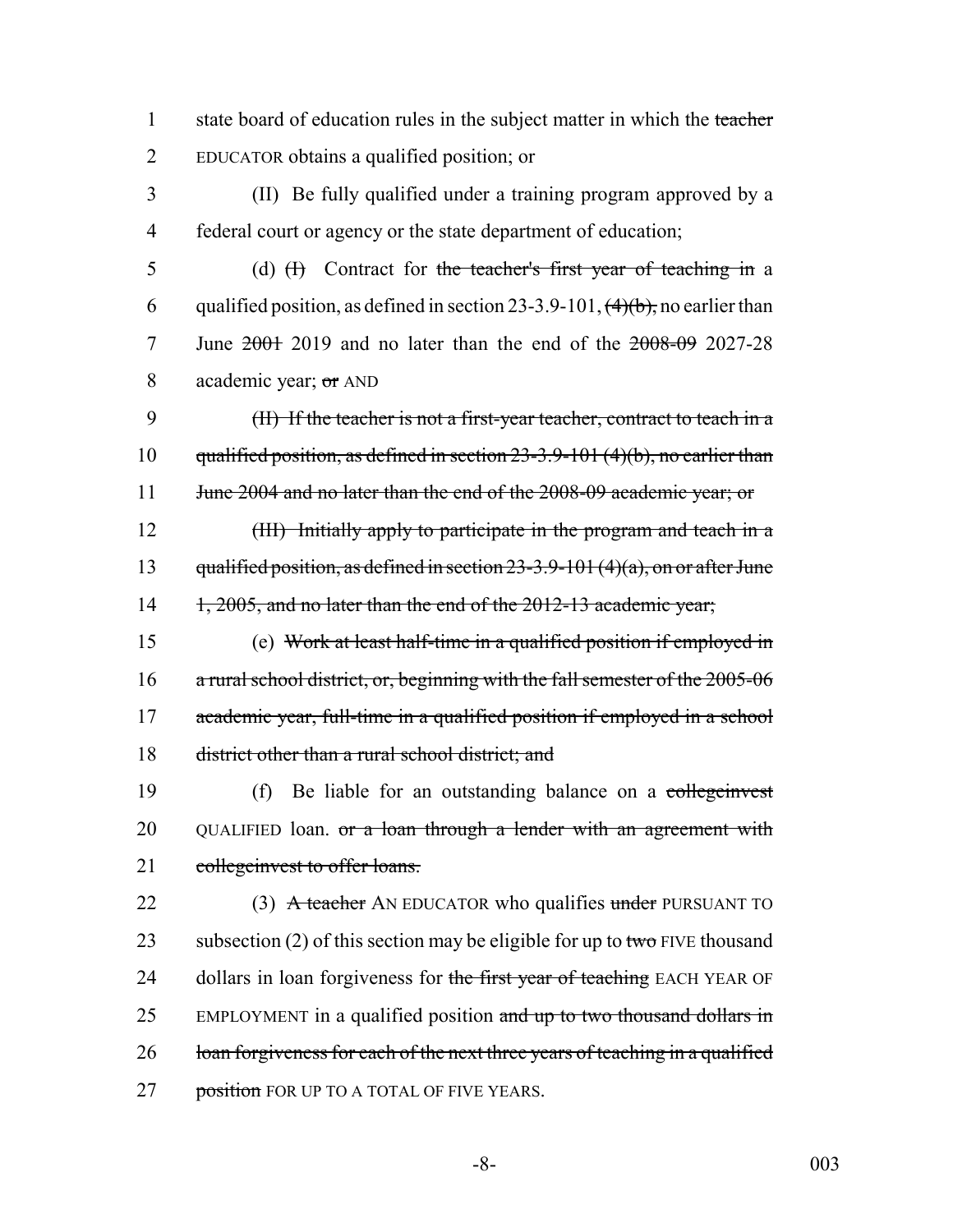1 state board of education rules in the subject matter in which the ~~teacher~~
2 EDUCATOR obtains a qualified position; or

3 (II) Be fully qualified under a training program approved by a
4 federal court or agency or the state department of education;

5 (d) ~~(I)~~ Contract for ~~the teacher's first year of teaching in~~ a
6 qualified position, as defined in section 23-3.9-101, ~~(4)(b),~~ no earlier than
7 June ~~2001~~ 2019 and no later than the end of the ~~2008-09~~ 2027-28
8 academic year; ~~or~~ AND

9 ~~(II) If the teacher is not a first-year teacher, contract to teach in a~~
10 ~~qualified position, as defined in section 23-3.9-101 (4)(b), no earlier than~~
11 ~~June 2004 and no later than the end of the 2008-09 academic year; or~~

12 ~~(III) Initially apply to participate in the program and teach in a~~
13 ~~qualified position, as defined in section 23-3.9-101 (4)(a), on or after June~~
14 ~~1, 2005, and no later than the end of the 2012-13 academic year;~~

15 (e) ~~Work at least half-time in a qualified position if employed in~~
16 ~~a rural school district, or, beginning with the fall semester of the 2005-06~~
17 ~~academic year, full-time in a qualified position if employed in a school~~
18 ~~district other than a rural school district; and~~

19 (f) Be liable for an outstanding balance on a ~~collegeinvest~~
20 QUALIFIED loan. ~~or a loan through a lender with an agreement with~~
21 ~~collegeinvest to offer loans.~~

22 (3) ~~A teacher~~ AN EDUCATOR who qualifies ~~under~~ PURSUANT TO
23 subsection (2) of this section may be eligible for up to ~~two~~ FIVE thousand
24 dollars in loan forgiveness for ~~the first year of teaching~~ EACH YEAR OF
25 EMPLOYMENT in a qualified position ~~and up to two thousand dollars in~~
26 ~~loan forgiveness for each of the next three years of teaching in a qualified~~
27 ~~position~~ FOR UP TO A TOTAL OF FIVE YEARS.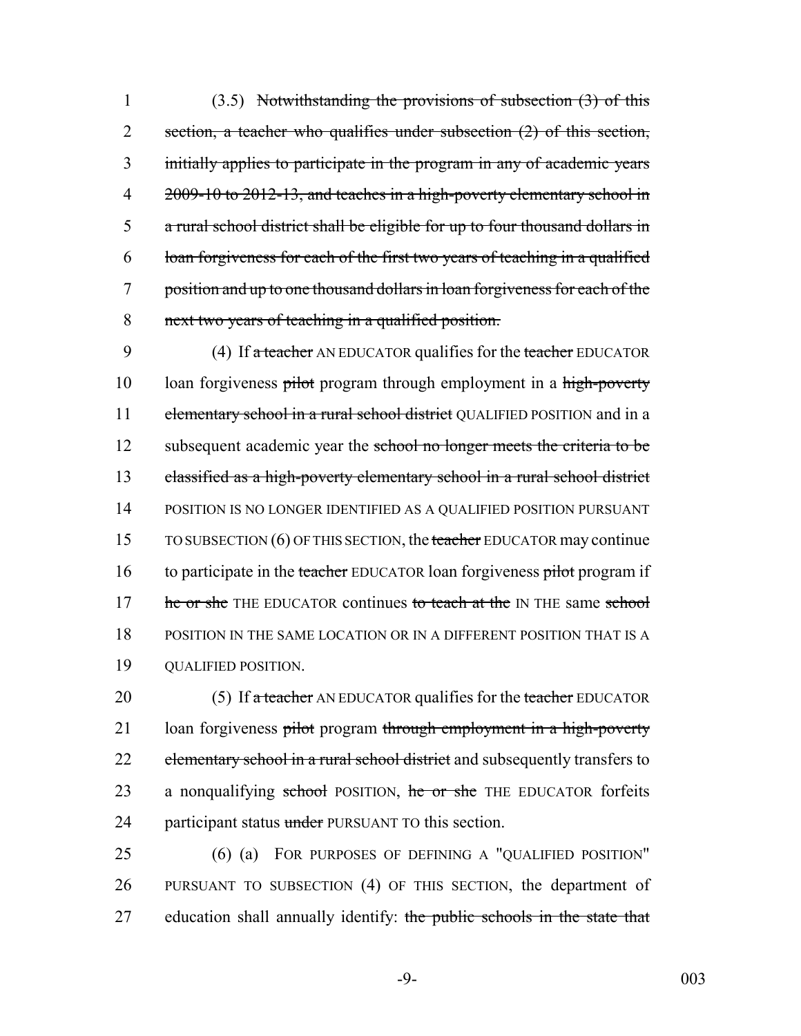(3.5) ~~Notwithstanding the provisions of subsection (3) of this section, a teacher who qualifies under subsection (2) of this section, initially applies to participate in the program in any of academic years 2009-10 to 2012-13, and teaches in a high-poverty elementary school in a rural school district shall be eligible for up to four thousand dollars in loan forgiveness for each of the first two years of teaching in a qualified position and up to one thousand dollars in loan forgiveness for each of the next two years of teaching in a qualified position.~~

(4) If ~~a teacher~~ AN EDUCATOR qualifies for the ~~teacher~~ EDUCATOR loan forgiveness ~~pilot~~ program through employment in a ~~high-poverty elementary school in a rural school district~~ QUALIFIED POSITION and in a subsequent academic year the ~~school no longer meets the criteria to be classified as a high-poverty elementary school in a rural school district~~ POSITION IS NO LONGER IDENTIFIED AS A QUALIFIED POSITION PURSUANT TO SUBSECTION (6) OF THIS SECTION, the ~~teacher~~ EDUCATOR may continue to participate in the ~~teacher~~ EDUCATOR loan forgiveness ~~pilot~~ program if ~~he or she~~ THE EDUCATOR continues ~~to teach at the~~ IN THE same ~~school~~ POSITION IN THE SAME LOCATION OR IN A DIFFERENT POSITION THAT IS A QUALIFIED POSITION.

(5) If ~~a teacher~~ AN EDUCATOR qualifies for the ~~teacher~~ EDUCATOR loan forgiveness ~~pilot~~ program ~~through employment in a high-poverty elementary school in a rural school district~~ and subsequently transfers to a nonqualifying ~~school~~ POSITION, ~~he or she~~ THE EDUCATOR forfeits participant status ~~under~~ PURSUANT TO this section.

(6) (a) FOR PURPOSES OF DEFINING A "QUALIFIED POSITION" PURSUANT TO SUBSECTION (4) OF THIS SECTION, the department of education shall annually identify: ~~the public schools in the state that~~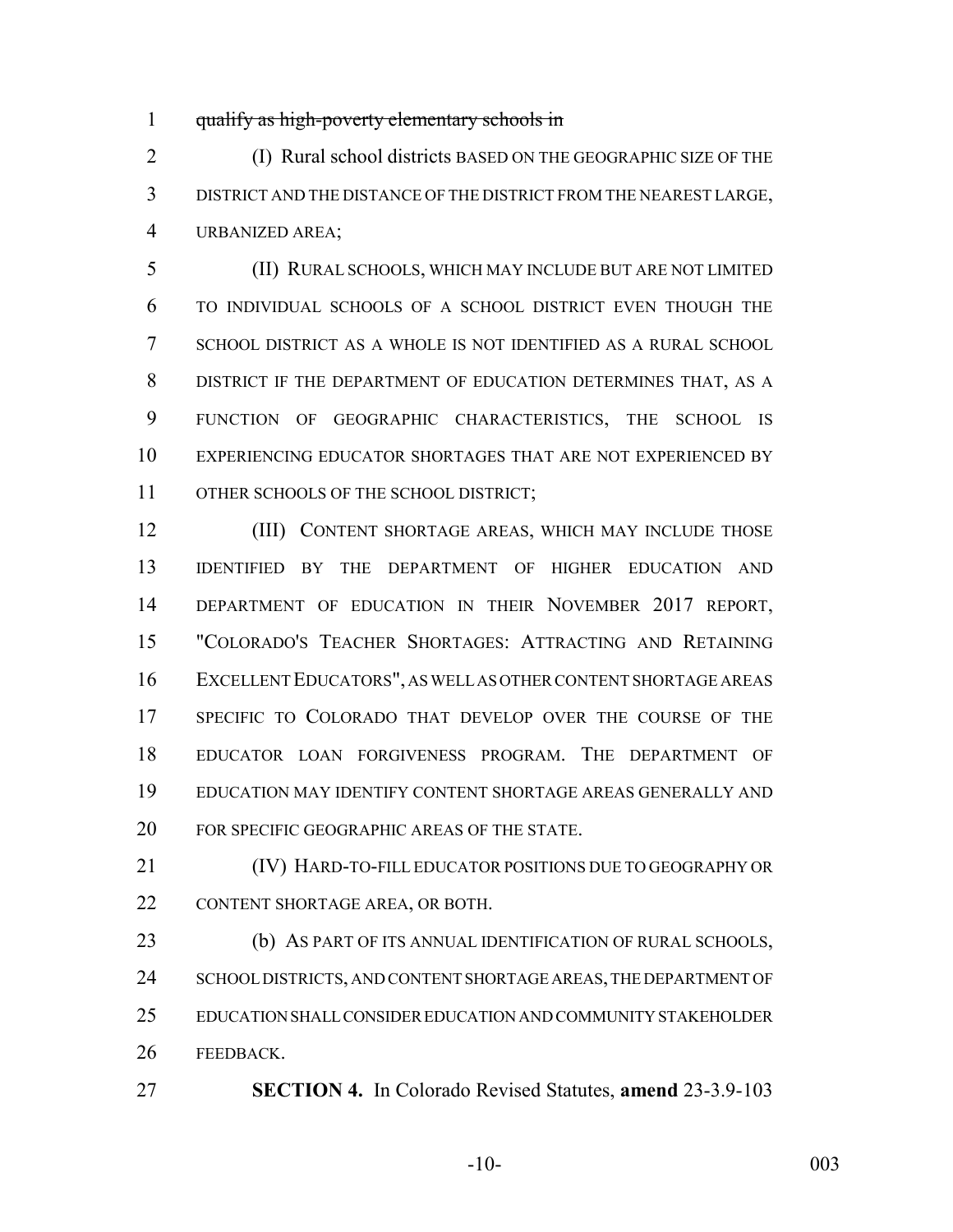~~qualify as high-poverty elementary schools in~~

(I) Rural school districts BASED ON THE GEOGRAPHIC SIZE OF THE DISTRICT AND THE DISTANCE OF THE DISTRICT FROM THE NEAREST LARGE, URBANIZED AREA;

(II) RURAL SCHOOLS, WHICH MAY INCLUDE BUT ARE NOT LIMITED TO INDIVIDUAL SCHOOLS OF A SCHOOL DISTRICT EVEN THOUGH THE SCHOOL DISTRICT AS A WHOLE IS NOT IDENTIFIED AS A RURAL SCHOOL DISTRICT IF THE DEPARTMENT OF EDUCATION DETERMINES THAT, AS A FUNCTION OF GEOGRAPHIC CHARACTERISTICS, THE SCHOOL IS EXPERIENCING EDUCATOR SHORTAGES THAT ARE NOT EXPERIENCED BY OTHER SCHOOLS OF THE SCHOOL DISTRICT;

(III) CONTENT SHORTAGE AREAS, WHICH MAY INCLUDE THOSE IDENTIFIED BY THE DEPARTMENT OF HIGHER EDUCATION AND DEPARTMENT OF EDUCATION IN THEIR NOVEMBER 2017 REPORT, "COLORADO'S TEACHER SHORTAGES: ATTRACTING AND RETAINING EXCELLENT EDUCATORS", AS WELL AS OTHER CONTENT SHORTAGE AREAS SPECIFIC TO COLORADO THAT DEVELOP OVER THE COURSE OF THE EDUCATOR LOAN FORGIVENESS PROGRAM. THE DEPARTMENT OF EDUCATION MAY IDENTIFY CONTENT SHORTAGE AREAS GENERALLY AND FOR SPECIFIC GEOGRAPHIC AREAS OF THE STATE.

(IV) HARD-TO-FILL EDUCATOR POSITIONS DUE TO GEOGRAPHY OR CONTENT SHORTAGE AREA, OR BOTH.

(b) AS PART OF ITS ANNUAL IDENTIFICATION OF RURAL SCHOOLS, SCHOOL DISTRICTS, AND CONTENT SHORTAGE AREAS, THE DEPARTMENT OF EDUCATION SHALL CONSIDER EDUCATION AND COMMUNITY STAKEHOLDER FEEDBACK.

**SECTION 4.** In Colorado Revised Statutes, **amend** 23-3.9-103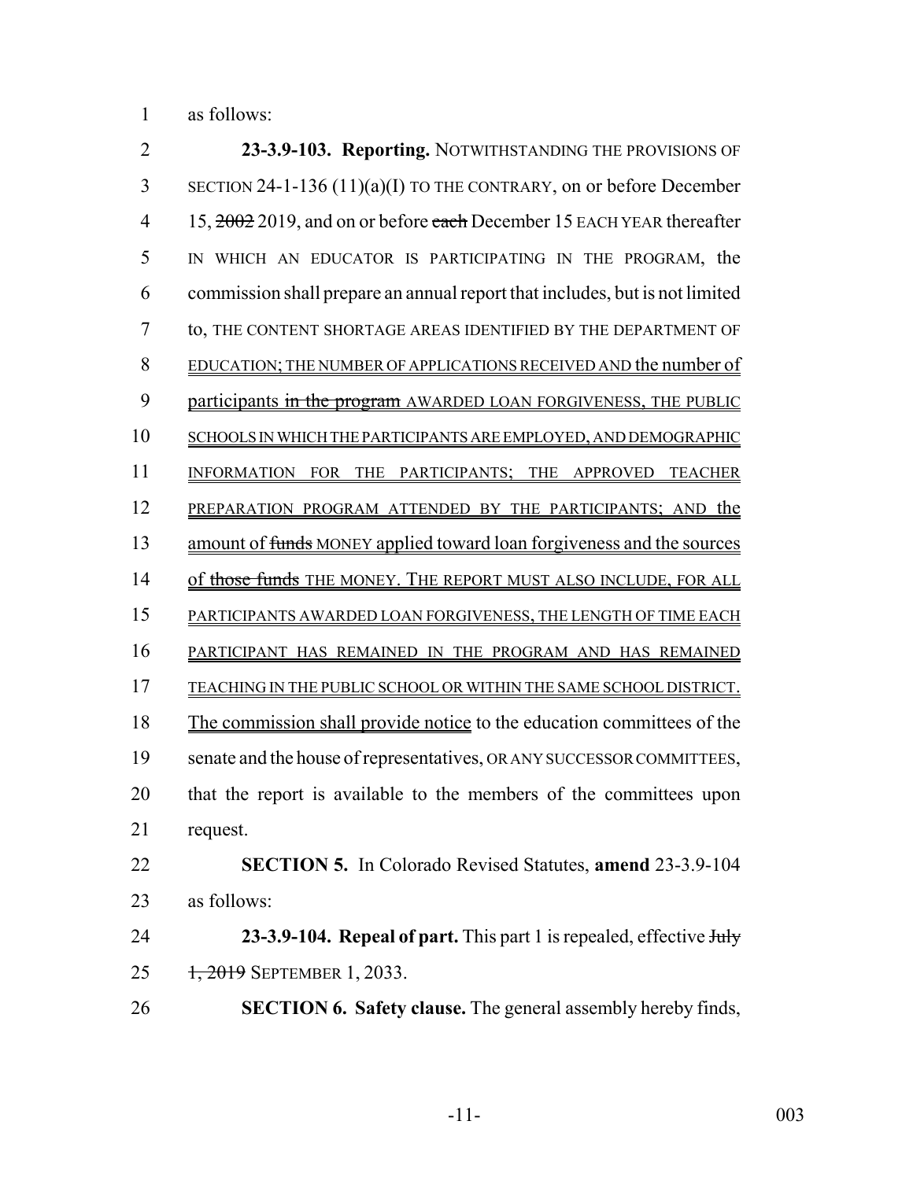as follows:

**23-3.9-103. Reporting.** NOTWITHSTANDING THE PROVISIONS OF SECTION 24-1-136 (11)(a)(I) TO THE CONTRARY, on or before December 15, ~~2002~~ 2019, and on or before ~~each~~ December 15 EACH YEAR thereafter IN WHICH AN EDUCATOR IS PARTICIPATING IN THE PROGRAM, the commission shall prepare an annual report that includes, but is not limited to, THE CONTENT SHORTAGE AREAS IDENTIFIED BY THE DEPARTMENT OF EDUCATION; THE NUMBER OF APPLICATIONS RECEIVED AND the number of participants ~~in the program~~ AWARDED LOAN FORGIVENESS, THE PUBLIC SCHOOLS IN WHICH THE PARTICIPANTS ARE EMPLOYED, AND DEMOGRAPHIC INFORMATION FOR THE PARTICIPANTS; THE APPROVED TEACHER PREPARATION PROGRAM ATTENDED BY THE PARTICIPANTS; AND the amount of ~~funds~~ MONEY applied toward loan forgiveness and the sources of ~~those funds~~ THE MONEY. THE REPORT MUST ALSO INCLUDE, FOR ALL PARTICIPANTS AWARDED LOAN FORGIVENESS, THE LENGTH OF TIME EACH PARTICIPANT HAS REMAINED IN THE PROGRAM AND HAS REMAINED TEACHING IN THE PUBLIC SCHOOL OR WITHIN THE SAME SCHOOL DISTRICT. The commission shall provide notice to the education committees of the senate and the house of representatives, OR ANY SUCCESSOR COMMITTEES, that the report is available to the members of the committees upon request.

**SECTION 5.** In Colorado Revised Statutes, **amend** 23-3.9-104 as follows:

**23-3.9-104. Repeal of part.** This part 1 is repealed, effective ~~July 1, 2019~~ SEPTEMBER 1, 2033.

**SECTION 6. Safety clause.** The general assembly hereby finds,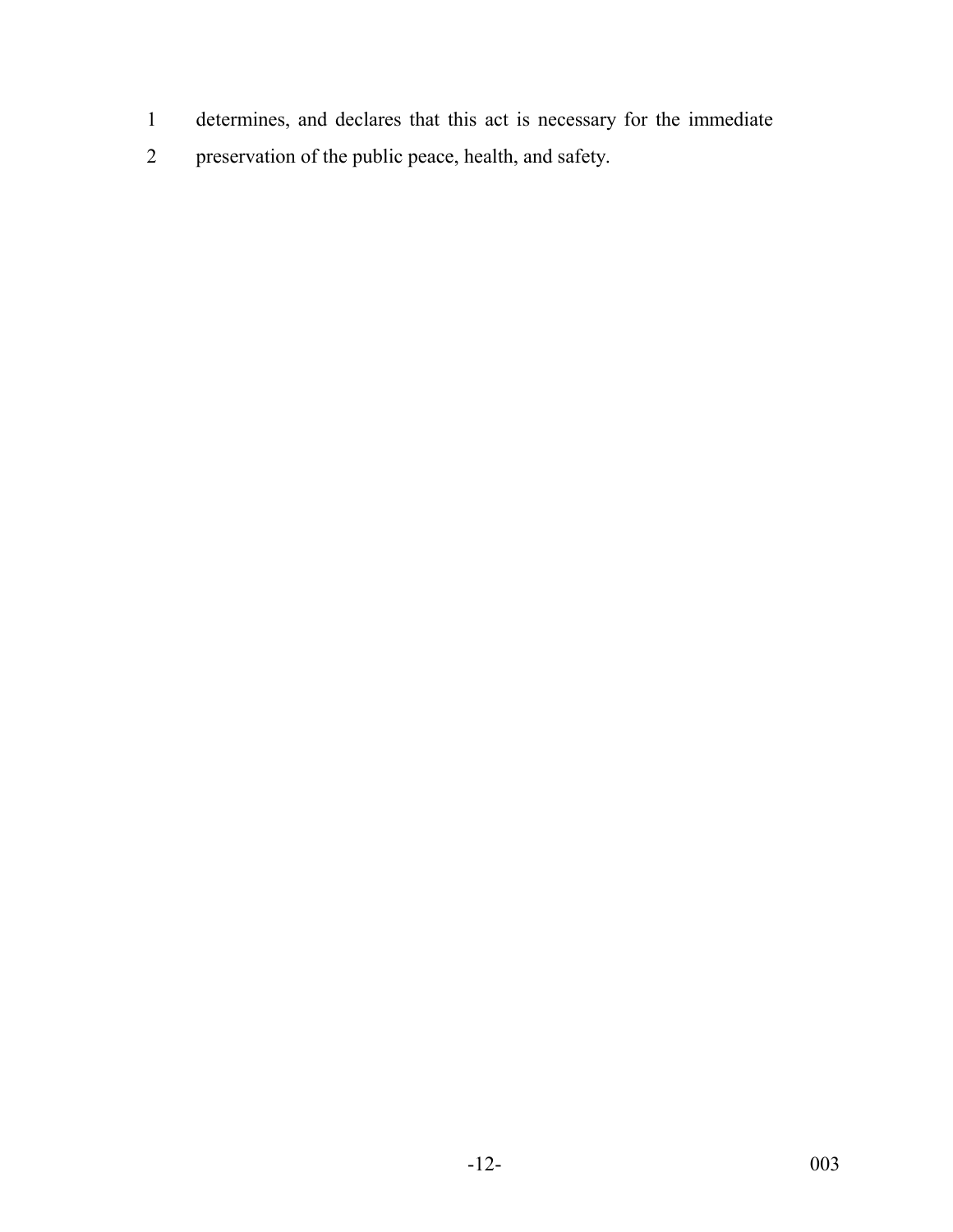determines, and declares that this act is necessary for the immediate preservation of the public peace, health, and safety.